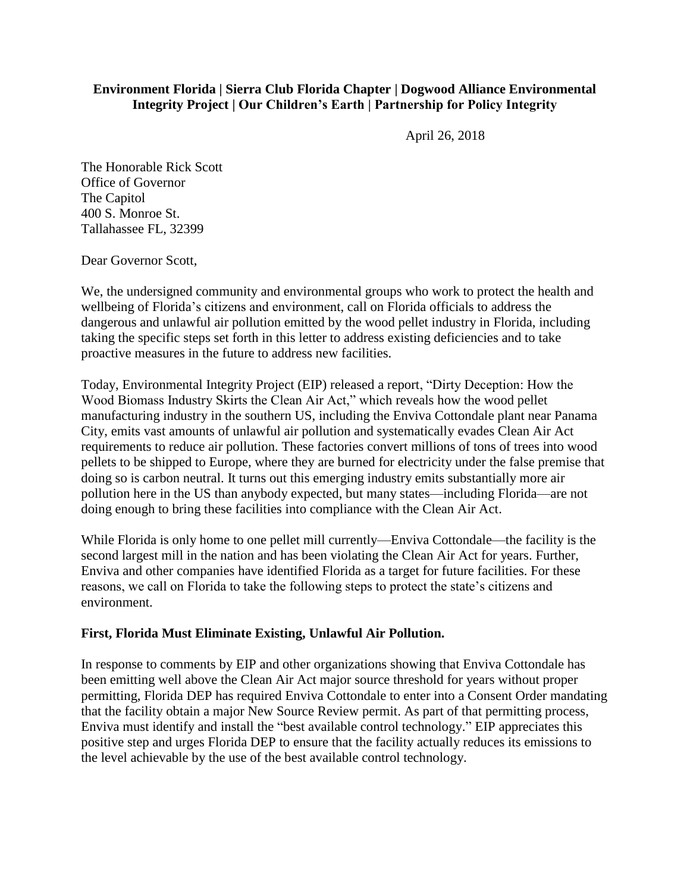**Environment Florida | Sierra Club Florida Chapter | Dogwood Alliance Environmental Integrity Project | Our Children's Earth | Partnership for Policy Integrity**

April 26, 2018

The Honorable Rick Scott
Office of Governor
The Capitol
400 S. Monroe St.
Tallahassee FL, 32399

Dear Governor Scott,

We, the undersigned community and environmental groups who work to protect the health and wellbeing of Florida's citizens and environment, call on Florida officials to address the dangerous and unlawful air pollution emitted by the wood pellet industry in Florida, including taking the specific steps set forth in this letter to address existing deficiencies and to take proactive measures in the future to address new facilities.

Today, Environmental Integrity Project (EIP) released a report, "Dirty Deception: How the Wood Biomass Industry Skirts the Clean Air Act," which reveals how the wood pellet manufacturing industry in the southern US, including the Enviva Cottondale plant near Panama City, emits vast amounts of unlawful air pollution and systematically evades Clean Air Act requirements to reduce air pollution. These factories convert millions of tons of trees into wood pellets to be shipped to Europe, where they are burned for electricity under the false premise that doing so is carbon neutral. It turns out this emerging industry emits substantially more air pollution here in the US than anybody expected, but many states—including Florida—are not doing enough to bring these facilities into compliance with the Clean Air Act.

While Florida is only home to one pellet mill currently—Enviva Cottondale—the facility is the second largest mill in the nation and has been violating the Clean Air Act for years. Further, Enviva and other companies have identified Florida as a target for future facilities. For these reasons, we call on Florida to take the following steps to protect the state's citizens and environment.

**First, Florida Must Eliminate Existing, Unlawful Air Pollution.**

In response to comments by EIP and other organizations showing that Enviva Cottondale has been emitting well above the Clean Air Act major source threshold for years without proper permitting, Florida DEP has required Enviva Cottondale to enter into a Consent Order mandating that the facility obtain a major New Source Review permit. As part of that permitting process, Enviva must identify and install the "best available control technology." EIP appreciates this positive step and urges Florida DEP to ensure that the facility actually reduces its emissions to the level achievable by the use of the best available control technology.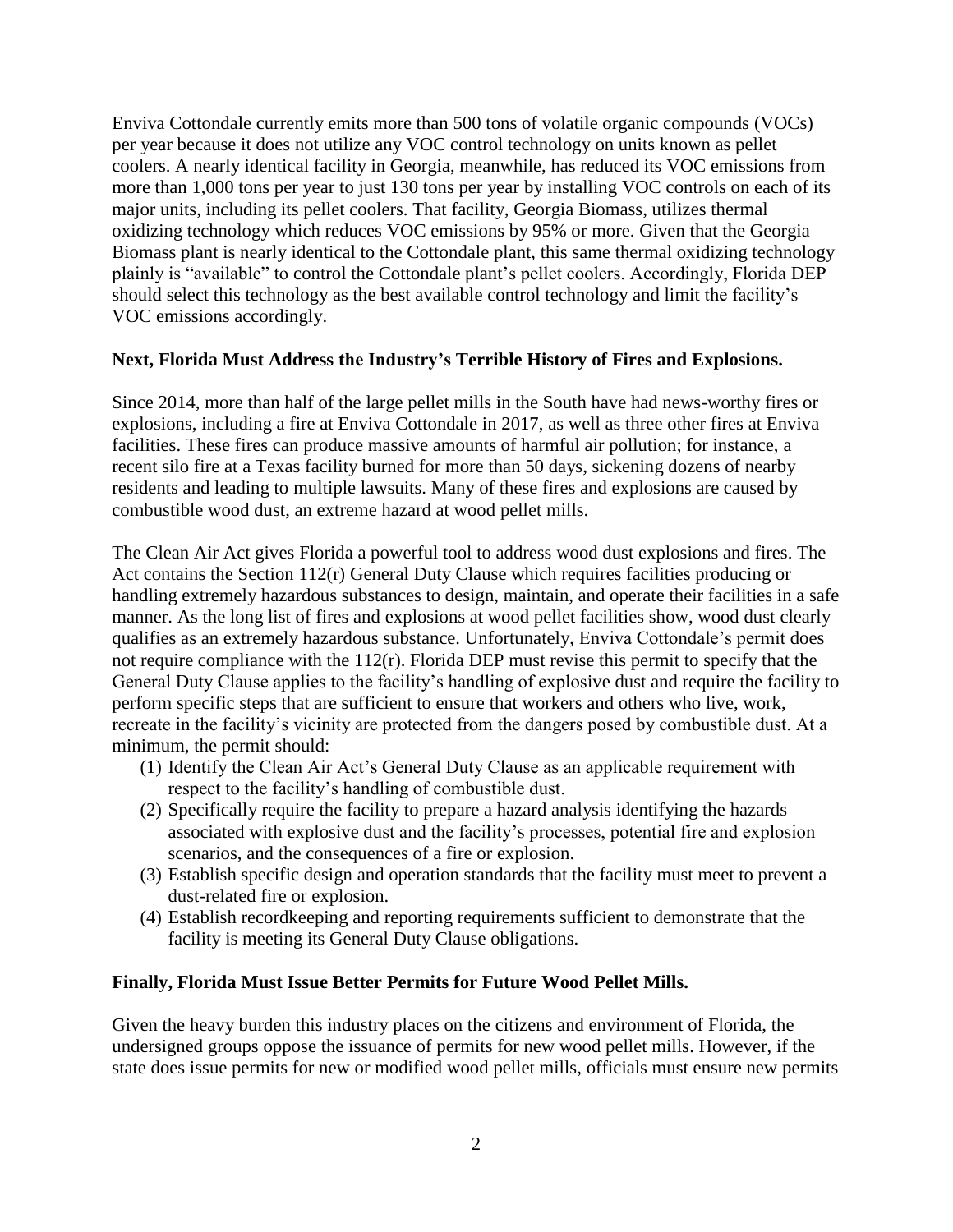Enviva Cottondale currently emits more than 500 tons of volatile organic compounds (VOCs) per year because it does not utilize any VOC control technology on units known as pellet coolers. A nearly identical facility in Georgia, meanwhile, has reduced its VOC emissions from more than 1,000 tons per year to just 130 tons per year by installing VOC controls on each of its major units, including its pellet coolers. That facility, Georgia Biomass, utilizes thermal oxidizing technology which reduces VOC emissions by 95% or more. Given that the Georgia Biomass plant is nearly identical to the Cottondale plant, this same thermal oxidizing technology plainly is "available" to control the Cottondale plant's pellet coolers. Accordingly, Florida DEP should select this technology as the best available control technology and limit the facility's VOC emissions accordingly.

**Next, Florida Must Address the Industry's Terrible History of Fires and Explosions.**

Since 2014, more than half of the large pellet mills in the South have had news-worthy fires or explosions, including a fire at Enviva Cottondale in 2017, as well as three other fires at Enviva facilities. These fires can produce massive amounts of harmful air pollution; for instance, a recent silo fire at a Texas facility burned for more than 50 days, sickening dozens of nearby residents and leading to multiple lawsuits. Many of these fires and explosions are caused by combustible wood dust, an extreme hazard at wood pellet mills.

The Clean Air Act gives Florida a powerful tool to address wood dust explosions and fires. The Act contains the Section 112(r) General Duty Clause which requires facilities producing or handling extremely hazardous substances to design, maintain, and operate their facilities in a safe manner. As the long list of fires and explosions at wood pellet facilities show, wood dust clearly qualifies as an extremely hazardous substance. Unfortunately, Enviva Cottondale's permit does not require compliance with the 112(r). Florida DEP must revise this permit to specify that the General Duty Clause applies to the facility's handling of explosive dust and require the facility to perform specific steps that are sufficient to ensure that workers and others who live, work, recreate in the facility's vicinity are protected from the dangers posed by combustible dust. At a minimum, the permit should:

(1) Identify the Clean Air Act's General Duty Clause as an applicable requirement with respect to the facility's handling of combustible dust.
(2) Specifically require the facility to prepare a hazard analysis identifying the hazards associated with explosive dust and the facility's processes, potential fire and explosion scenarios, and the consequences of a fire or explosion.
(3) Establish specific design and operation standards that the facility must meet to prevent a dust-related fire or explosion.
(4) Establish recordkeeping and reporting requirements sufficient to demonstrate that the facility is meeting its General Duty Clause obligations.

**Finally, Florida Must Issue Better Permits for Future Wood Pellet Mills.**

Given the heavy burden this industry places on the citizens and environment of Florida, the undersigned groups oppose the issuance of permits for new wood pellet mills. However, if the state does issue permits for new or modified wood pellet mills, officials must ensure new permits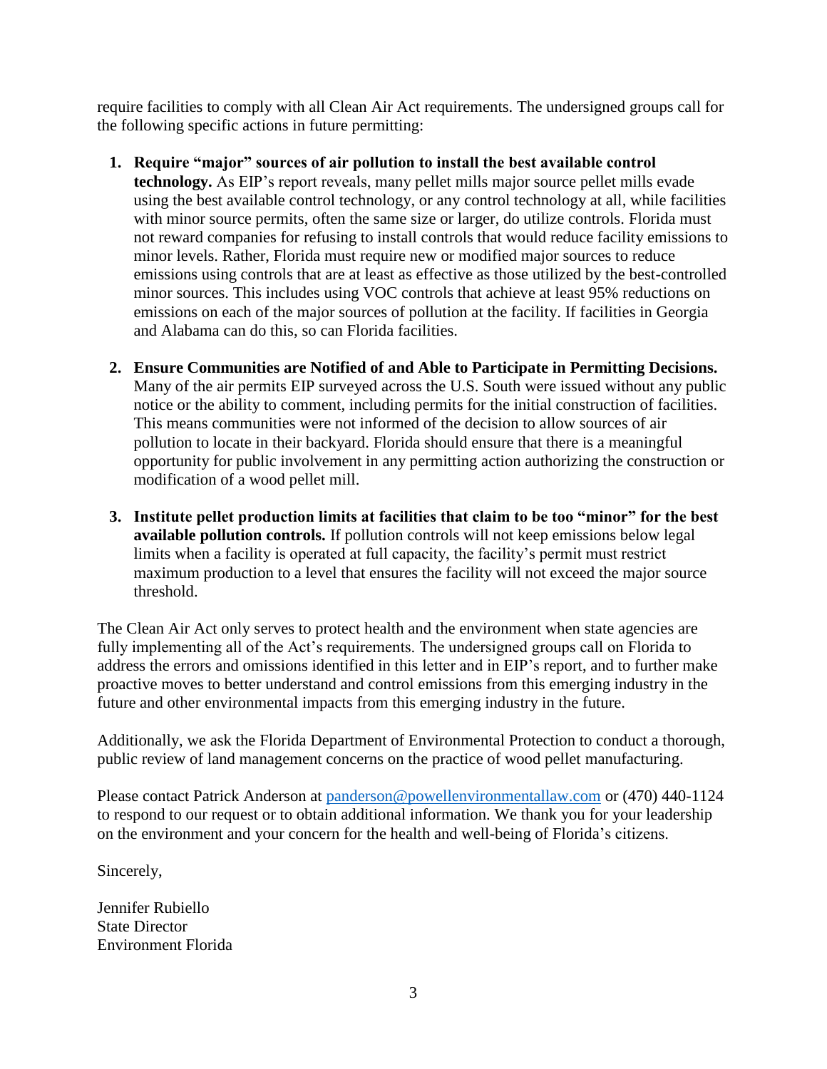require facilities to comply with all Clean Air Act requirements. The undersigned groups call for the following specific actions in future permitting:

1. **Require "major" sources of air pollution to install the best available control technology.** As EIP's report reveals, many pellet mills major source pellet mills evade using the best available control technology, or any control technology at all, while facilities with minor source permits, often the same size or larger, do utilize controls. Florida must not reward companies for refusing to install controls that would reduce facility emissions to minor levels. Rather, Florida must require new or modified major sources to reduce emissions using controls that are at least as effective as those utilized by the best-controlled minor sources. This includes using VOC controls that achieve at least 95% reductions on emissions on each of the major sources of pollution at the facility. If facilities in Georgia and Alabama can do this, so can Florida facilities.

2. **Ensure Communities are Notified of and Able to Participate in Permitting Decisions.** Many of the air permits EIP surveyed across the U.S. South were issued without any public notice or the ability to comment, including permits for the initial construction of facilities. This means communities were not informed of the decision to allow sources of air pollution to locate in their backyard. Florida should ensure that there is a meaningful opportunity for public involvement in any permitting action authorizing the construction or modification of a wood pellet mill.

3. **Institute pellet production limits at facilities that claim to be too "minor" for the best available pollution controls.** If pollution controls will not keep emissions below legal limits when a facility is operated at full capacity, the facility's permit must restrict maximum production to a level that ensures the facility will not exceed the major source threshold.

The Clean Air Act only serves to protect health and the environment when state agencies are fully implementing all of the Act's requirements. The undersigned groups call on Florida to address the errors and omissions identified in this letter and in EIP's report, and to further make proactive moves to better understand and control emissions from this emerging industry in the future and other environmental impacts from this emerging industry in the future.

Additionally, we ask the Florida Department of Environmental Protection to conduct a thorough, public review of land management concerns on the practice of wood pellet manufacturing.

Please contact Patrick Anderson at [panderson@powellenvironmentallaw.com](mailto:panderson@powellenvironmentallaw.com) or (470) 440-1124 to respond to our request or to obtain additional information. We thank you for your leadership on the environment and your concern for the health and well-being of Florida's citizens.

Sincerely,

Jennifer Rubiello  
State Director  
Environment Florida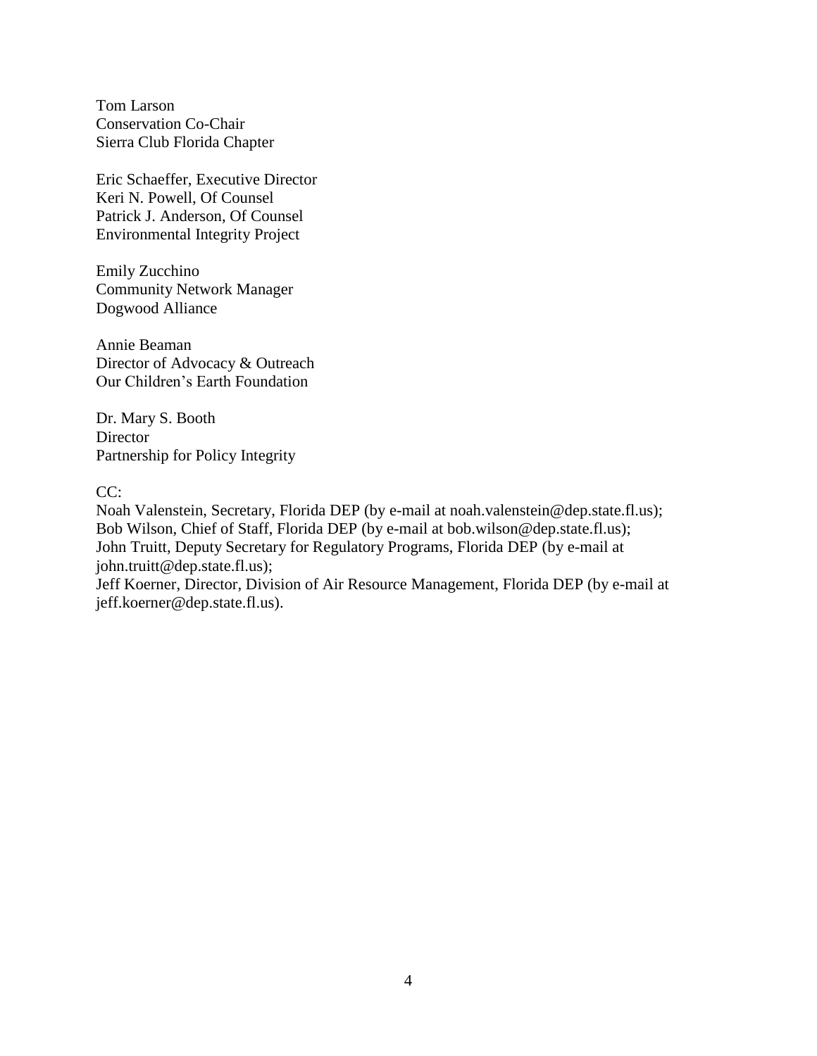Tom Larson
Conservation Co-Chair
Sierra Club Florida Chapter

Eric Schaeffer, Executive Director
Keri N. Powell, Of Counsel
Patrick J. Anderson, Of Counsel
Environmental Integrity Project

Emily Zucchino
Community Network Manager
Dogwood Alliance

Annie Beaman
Director of Advocacy & Outreach
Our Children's Earth Foundation

Dr. Mary S. Booth
Director
Partnership for Policy Integrity

CC:
Noah Valenstein, Secretary, Florida DEP (by e-mail at noah.valenstein@dep.state.fl.us);
Bob Wilson, Chief of Staff, Florida DEP (by e-mail at bob.wilson@dep.state.fl.us);
John Truitt, Deputy Secretary for Regulatory Programs, Florida DEP (by e-mail at john.truitt@dep.state.fl.us);
Jeff Koerner, Director, Division of Air Resource Management, Florida DEP (by e-mail at jeff.koerner@dep.state.fl.us).